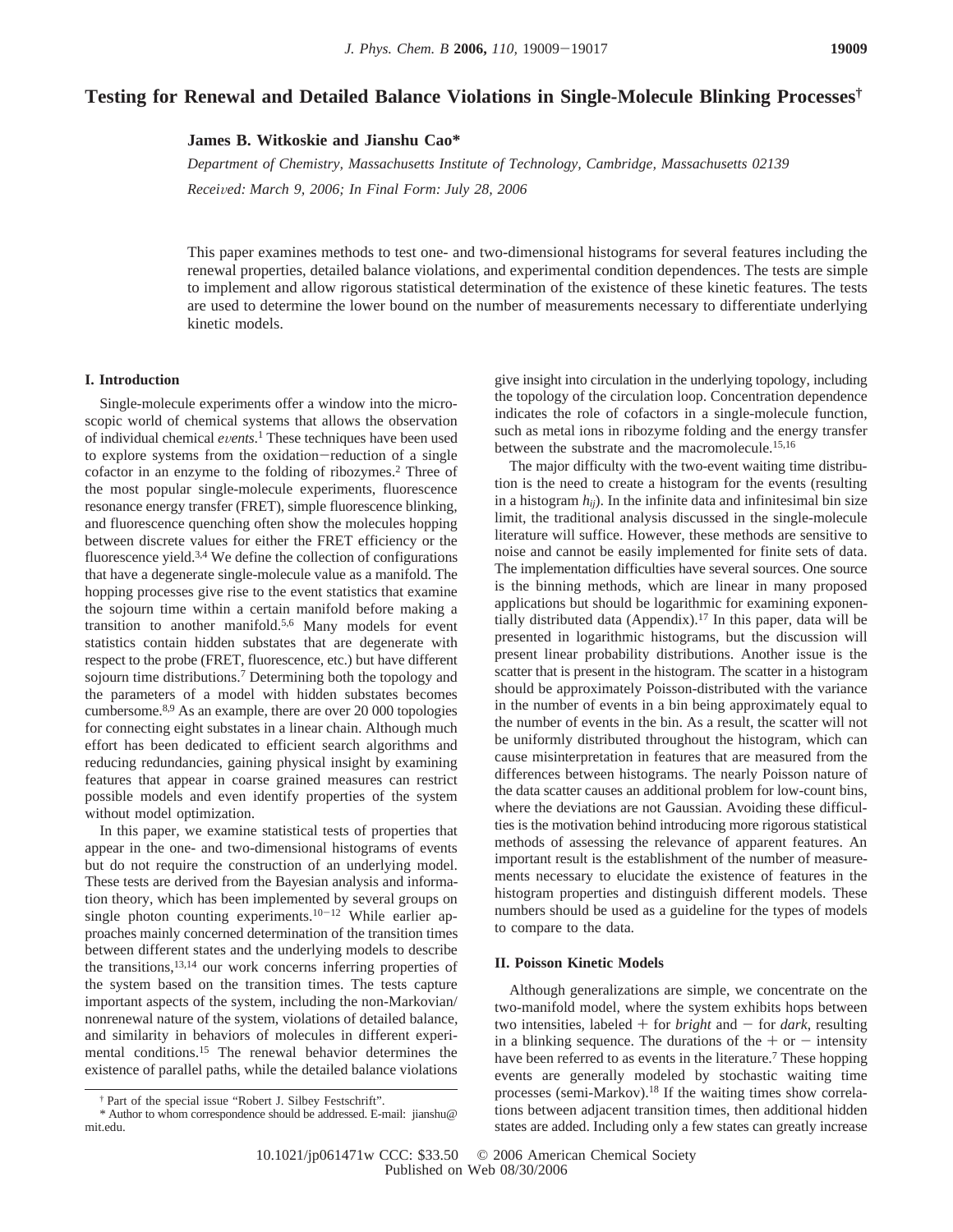# Testing for Renewal and Detailed Balance Violations in Single-Molecule Blinking Processes[†]

**James B. Witkoskie and Jianshu Cao***

*Department of Chemistry, Massachusetts Institute of Technology, Cambridge, Massachusetts 02139*

*Received: March 9, 2006; In Final Form: July 28, 2006*

This paper examines methods to test one- and two-dimensional histograms for several features including the renewal properties, detailed balance violations, and experimental condition dependences. The tests are simple to implement and allow rigorous statistical determination of the existence of these kinetic features. The tests are used to determine the lower bound on the number of measurements necessary to differentiate underlying kinetic models.

## I. Introduction

Single-molecule experiments offer a window into the microscopic world of chemical systems that allows the observation of individual chemical *events*.[1] These techniques have been used to explore systems from the oxidation–reduction of a single cofactor in an enzyme to the folding of ribozymes.[2] Three of the most popular single-molecule experiments, fluorescence resonance energy transfer (FRET), simple fluorescence blinking, and fluorescence quenching often show the molecules hopping between discrete values for either the FRET efficiency or the fluorescence yield.[3,4] We define the collection of configurations that have a degenerate single-molecule value as a manifold. The hopping processes give rise to the event statistics that examine the sojourn time within a certain manifold before making a transition to another manifold.[5,6] Many models for event statistics contain hidden substates that are degenerate with respect to the probe (FRET, fluorescence, etc.) but have different sojourn time distributions.[7] Determining both the topology and the parameters of a model with hidden substates becomes cumbersome.[8,9] As an example, there are over 20 000 topologies for connecting eight substates in a linear chain. Although much effort has been dedicated to efficient search algorithms and reducing redundancies, gaining physical insight by examining features that appear in coarse grained measures can restrict possible models and even identify properties of the system without model optimization.

In this paper, we examine statistical tests of properties that appear in the one- and two-dimensional histograms of events but do not require the construction of an underlying model. These tests are derived from the Bayesian analysis and information theory, which has been implemented by several groups on single photon counting experiments.[10–12] While earlier approaches mainly concerned determination of the transition times between different states and the underlying models to describe the transitions,[13,14] our work concerns inferring properties of the system based on the transition times. The tests capture important aspects of the system, including the non-Markovian/nonrenewal nature of the system, violations of detailed balance, and similarity in behaviors of molecules in different experimental conditions.[15] The renewal behavior determines the existence of parallel paths, while the detailed balance violations give insight into circulation in the underlying topology, including the topology of the circulation loop. Concentration dependence indicates the role of cofactors in a single-molecule function, such as metal ions in ribozyme folding and the energy transfer between the substrate and the macromolecule.[15,16]

The major difficulty with the two-event waiting time distribution is the need to create a histogram for the events (resulting in a histogram $h_{ij}$). In the infinite data and infinitesimal bin size limit, the traditional analysis discussed in the single-molecule literature will suffice. However, these methods are sensitive to noise and cannot be easily implemented for finite sets of data. The implementation difficulties have several sources. One source is the binning methods, which are linear in many proposed applications but should be logarithmic for examining exponentially distributed data (Appendix).[17] In this paper, data will be presented in logarithmic histograms, but the discussion will present linear probability distributions. Another issue is the scatter that is present in the histogram. The scatter in a histogram should be approximately Poisson-distributed with the variance in the number of events in a bin being approximately equal to the number of events in the bin. As a result, the scatter will not be uniformly distributed throughout the histogram, which can cause misinterpretation in features that are measured from the differences between histograms. The nearly Poisson nature of the data scatter causes an additional problem for low-count bins, where the deviations are not Gaussian. Avoiding these difficulties is the motivation behind introducing more rigorous statistical methods of assessing the relevance of apparent features. An important result is the establishment of the number of measurements necessary to elucidate the existence of features in the histogram properties and distinguish different models. These numbers should be used as a guideline for the types of models to compare to the data.

## II. Poisson Kinetic Models

Although generalizations are simple, we concentrate on the two-manifold model, where the system exhibits hops between two intensities, labeled + for *bright* and − for *dark*, resulting in a blinking sequence. The durations of the + or − intensity have been referred to as events in the literature.[7] These hopping events are generally modeled by stochastic waiting time processes (semi-Markov).[18] If the waiting times show correlations between adjacent transition times, then additional hidden states are added. Including only a few states can greatly increase

---

† Part of the special issue "Robert J. Silbey Festschrift".

\* Author to whom correspondence should be addressed. E-mail: jianshu@mit.edu.

10.1021/jp061471w CCC: $33.50 © 2006 American Chemical Society
Published on Web 08/30/2006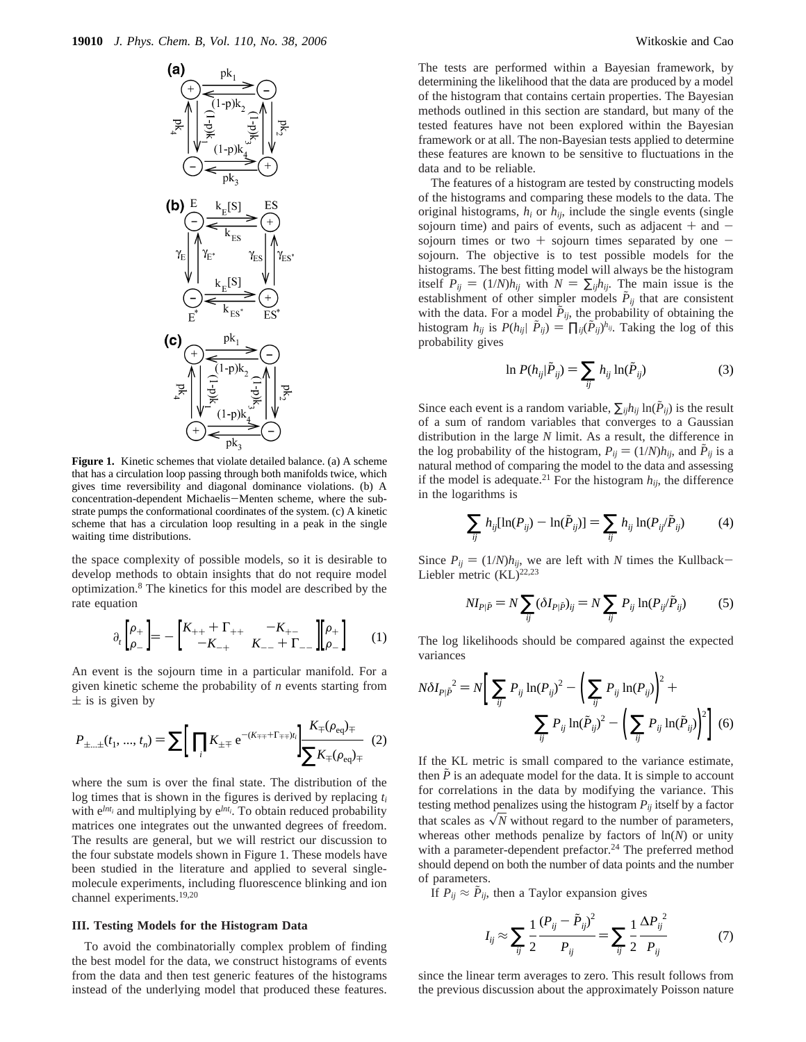**Figure 1.** Kinetic schemes that violate detailed balance. (a) A scheme that has a circulation loop passing through both manifolds twice, which gives time reversibility and diagonal dominance violations. (b) A concentration-dependent Michaelis−Menten scheme, where the substrate pumps the conformational coordinates of the system. (c) A kinetic scheme that has a circulation loop resulting in a peak in the single waiting time distributions.

the space complexity of possible models, so it is desirable to develop methods to obtain insights that do not require model optimization.[8] The kinetics for this model are described by the rate equation

$$\partial_t \begin{bmatrix} \rho_+ \\ \rho_- \end{bmatrix} = - \begin{bmatrix} K_{++} + \Gamma_{++} & -K_{+-} \\ -K_{-+} & K_{--} + \Gamma_{--} \end{bmatrix} \begin{bmatrix} \rho_+ \\ \rho_- \end{bmatrix} \tag{1}$$

An event is the sojourn time in a particular manifold. For a given kinetic scheme the probability of $n$ events starting from $\pm$ is is given by

$$P_{\pm\ldots\pm}(t_1, ..., t_n) = \sum \left[ \prod_i K_{\pm\mp}\, e^{-(K_{\mp\mp}+\Gamma_{\mp\mp})t_i} \right] \frac{K_{\mp}(\rho_{eq})_{\mp}}{\sum K_{\mp}(\rho_{eq})_{\mp}} \tag{2}$$

where the sum is over the final state. The distribution of the log times that is shown in the figures is derived by replacing $t_i$ with $e^{\ln t_i}$ and multiplying by $e^{\ln t_i}$. To obtain reduced probability matrices one integrates out the unwanted degrees of freedom. The results are general, but we will restrict our discussion to the four substate models shown in Figure 1. These models have been studied in the literature and applied to several single-molecule experiments, including fluorescence blinking and ion channel experiments.[19,20]

### III. Testing Models for the Histogram Data

To avoid the combinatorially complex problem of finding the best model for the data, we construct histograms of events from the data and then test generic features of the histograms instead of the underlying model that produced these features. The tests are performed within a Bayesian framework, by determining the likelihood that the data are produced by a model of the histogram that contains certain properties. The Bayesian methods outlined in this section are standard, but many of the tested features have not been explored within the Bayesian framework or at all. The non-Bayesian tests applied to determine these features are known to be sensitive to fluctuations in the data and to be reliable.

The features of a histogram are tested by constructing models of the histograms and comparing these models to the data. The original histograms, $h_i$ or $h_{ij}$, include the single events (single sojourn time) and pairs of events, such as adjacent + and − sojourn times or two + sojourn times separated by one − sojourn. The objective is to test possible models for the histograms. The best fitting model will always be the histogram itself $P_{ij} = (1/N)h_{ij}$ with $N = \sum_{ij} h_{ij}$. The main issue is the establishment of other simpler models $\tilde{P}_{ij}$ that are consistent with the data. For a model $\tilde{P}_{ij}$, the probability of obtaining the histogram $h_{ij}$ is $P(h_{ij}|\ \tilde{P}_{ij}) = \prod_{ij}(\tilde{P}_{ij})^{h_{ij}}$. Taking the log of this probability gives

$$\ln P(h_{ij}|\tilde{P}_{ij}) = \sum_{ij} h_{ij} \ln(\tilde{P}_{ij}) \tag{3}$$

Since each event is a random variable, $\sum_{ij} h_{ij} \ln(\tilde{P}_{ij})$ is the result of a sum of random variables that converges to a Gaussian distribution in the large $N$ limit. As a result, the difference in the log probability of the histogram, $P_{ij} = (1/N)h_{ij}$, and $\tilde{P}_{ij}$ is a natural method of comparing the model to the data and assessing if the model is adequate.[21] For the histogram $h_{ij}$, the difference in the logarithms is

$$\sum_{ij} h_{ij}[\ln(P_{ij}) - \ln(\tilde{P}_{ij})] = \sum_{ij} h_{ij} \ln(P_{ij}/\tilde{P}_{ij}) \tag{4}$$

Since $P_{ij} = (1/N)h_{ij}$, we are left with $N$ times the Kullback−Liebler metric (KL)[22,23]

$$NI_{P|\tilde{P}} = N \sum_{ij} (\delta I_{P|\tilde{P}})_{ij} = N \sum_{ij} P_{ij} \ln(P_{ij}/\tilde{P}_{ij}) \tag{5}$$

The log likelihoods should be compared against the expected variances

$$N\delta I_{P|\tilde{P}}^{\ \ 2} = N \left[ \sum_{ij} P_{ij} \ln(P_{ij})^2 - \left( \sum_{ij} P_{ij} \ln(P_{ij}) \right)^2 + \sum_{ij} P_{ij} \ln(\tilde{P}_{ij})^2 - \left( \sum_{ij} P_{ij} \ln(\tilde{P}_{ij}) \right)^2 \right] \tag{6}$$

If the KL metric is small compared to the variance estimate, then $\tilde{P}$ is an adequate model for the data. It is simple to account for correlations in the data by modifying the variance. This testing method penalizes using the histogram $P_{ij}$ itself by a factor that scales as $\sqrt{N}$ without regard to the number of parameters, whereas other methods penalize by factors of $\ln(N)$ or unity with a parameter-dependent prefactor.[24] The preferred method should depend on both the number of data points and the number of parameters.

If $P_{ij} \approx \tilde{P}_{ij}$, then a Taylor expansion gives

$$I_{ij} \approx \sum_{ij} \frac{1}{2} \frac{(P_{ij} - \tilde{P}_{ij})^2}{P_{ij}} = \sum_{ij} \frac{1}{2} \frac{\Delta P_{ij}^{\ 2}}{P_{ij}} \tag{7}$$

since the linear term averages to zero. This result follows from the previous discussion about the approximately Poisson nature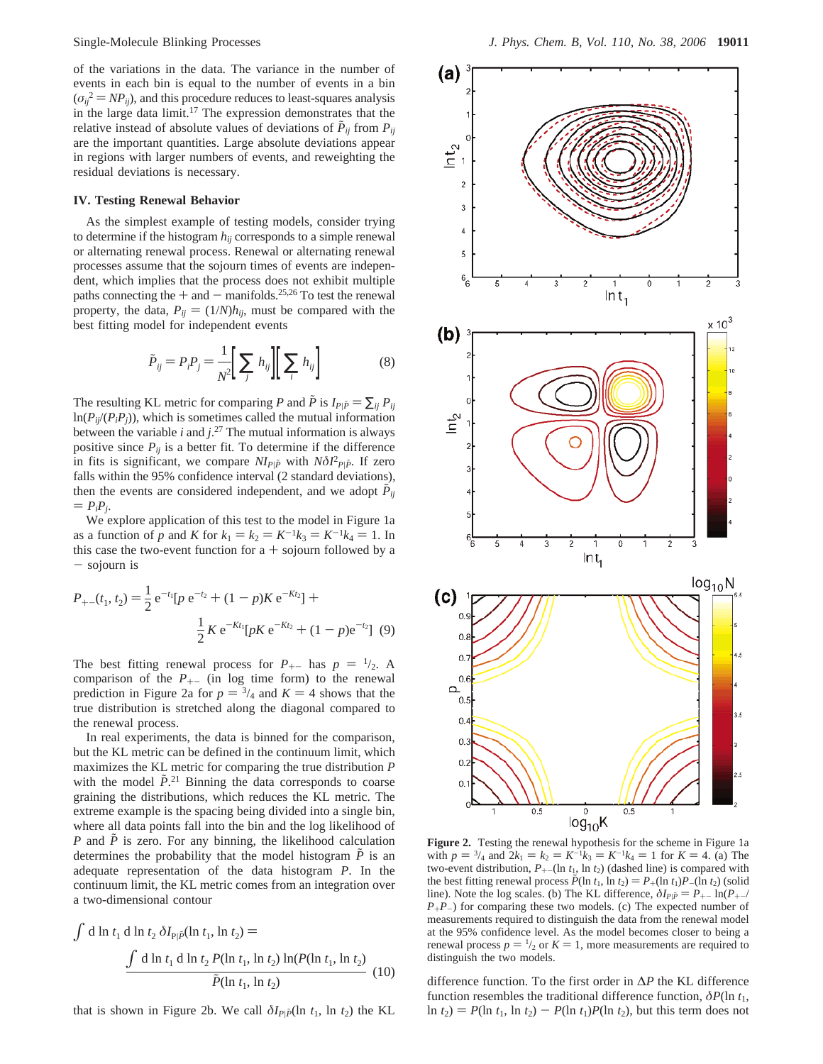of the variations in the data. The variance in the number of events in each bin is equal to the number of events in a bin ($\sigma_{ij}^2 = NP_{ij}$), and this procedure reduces to least-squares analysis in the large data limit.[17] The expression demonstrates that the relative instead of absolute values of deviations of $\tilde{P}_{ij}$ from $P_{ij}$ are the important quantities. Large absolute deviations appear in regions with larger numbers of events, and reweighting the residual deviations is necessary.

## IV. Testing Renewal Behavior

As the simplest example of testing models, consider trying to determine if the histogram $h_{ij}$ corresponds to a simple renewal or alternating renewal process. Renewal or alternating renewal processes assume that the sojourn times of events are independent, which implies that the process does not exhibit multiple paths connecting the + and − manifolds.[25,26] To test the renewal property, the data, $P_{ij} = (1/N)h_{ij}$, must be compared with the best fitting model for independent events

$$\tilde{P}_{ij} = P_i P_j = \frac{1}{N^2}\left[\sum_j h_{ij}\right]\left[\sum_i h_{ij}\right] \tag{8}$$

The resulting KL metric for comparing $P$ and $\tilde{P}$ is $I_{P|\tilde{P}} = \sum_{ij} P_{ij} \ln(P_{ij}/(P_iP_j))$, which is sometimes called the mutual information between the variable $i$ and $j$.[27] The mutual information is always positive since $P_{ij}$ is a better fit. To determine if the difference in fits is significant, we compare $NI_{P|\tilde{P}}$ with $N\delta I^2_{P|\tilde{P}}$. If zero falls within the 95% confidence interval (2 standard deviations), then the events are considered independent, and we adopt $\tilde{P}_{ij} = P_iP_j$.

We explore application of this test to the model in Figure 1a as a function of $p$ and $K$ for $k_1 = k_2 = K^{-1}k_3 = K^{-1}k_4 = 1$. In this case the two-event function for a + sojourn followed by a − sojourn is

$$P_{+-}(t_1, t_2) = \frac{1}{2}\,e^{-t_1}[p\,e^{-t_2} + (1-p)K\,e^{-Kt_2}] + \frac{1}{2}K\,e^{-Kt_1}[pK\,e^{-Kt_2} + (1-p)e^{-t_2}] \tag{9}$$

The best fitting renewal process for $P_{+-}$ has $p = {}^1/_2$. A comparison of the $P_{+-}$ (in log time form) to the renewal prediction in Figure 2a for $p = {}^3/_4$ and $K = 4$ shows that the true distribution is stretched along the diagonal compared to the renewal process.

In real experiments, the data is binned for the comparison, but the KL metric can be defined in the continuum limit, which maximizes the KL metric for comparing the true distribution $P$ with the model $\tilde{P}$.[21] Binning the data corresponds to coarse graining the distributions, which reduces the KL metric. The extreme example is the spacing being divided into a single bin, where all data points fall into the bin and the log likelihood of $P$ and $\tilde{P}$ is zero. For any binning, the likelihood calculation determines the probability that the model histogram $\tilde{P}$ is an adequate representation of the data histogram $P$. In the continuum limit, the KL metric comes from an integration over a two-dimensional contour

$$\int d\ln t_1\, d\ln t_2\, \delta I_{P|\tilde{P}}(\ln t_1, \ln t_2) = \frac{\int d\ln t_1\, d\ln t_2\, P(\ln t_1, \ln t_2)\ln(P(\ln t_1, \ln t_2)}{\tilde{P}(\ln t_1, \ln t_2)} \tag{10}$$

that is shown in Figure 2b. We call $\delta I_{P|\tilde{P}}(\ln t_1, \ln t_2)$ the KL difference function. To the first order in $\Delta P$ the KL difference function resembles the traditional difference function, $\delta P(\ln t_1, \ln t_2) = P(\ln t_1, \ln t_2) - P(\ln t_1)P(\ln t_2)$, but this term does not

**Figure 2.** Testing the renewal hypothesis for the scheme in Figure 1a with $p = {}^3/_4$ and $2k_1 = k_2 = K^{-1}k_3 = K^{-1}k_4 = 1$ for $K = 4$. (a) The two-event distribution, $P_{+-}(\ln t_1, \ln t_2)$ (dashed line) is compared with the best fitting renewal process $\tilde{P}(\ln t_1, \ln t_2) = P_+(\ln t_1)P_-(\ln t_2)$ (solid line). Note the log scales. (b) The KL difference, $\delta I_{P|\tilde{P}} = P_{+-}\ln(P_{+-}/P_+P_-)$ for comparing these two models. (c) The expected number of measurements required to distinguish the data from the renewal model at the 95% confidence level. As the model becomes closer to being a renewal process $p = {}^1/_2$ or $K = 1$, more measurements are required to distinguish the two models.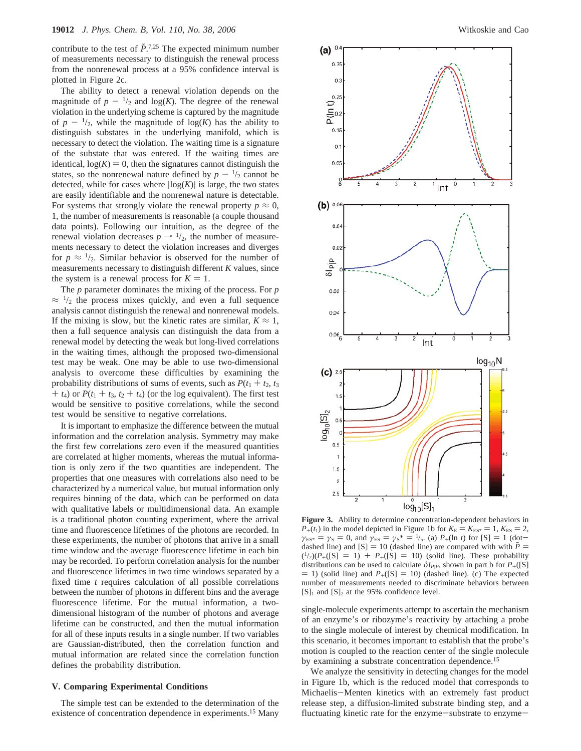contribute to the test of $\tilde{P}$.[7,25] The expected minimum number of measurements necessary to distinguish the renewal process from the nonrenewal process at a 95% confidence interval is plotted in Figure 2c.

The ability to detect a renewal violation depends on the magnitude of $p - {}^1/_2$ and $\log(K)$. The degree of the renewal violation in the underlying scheme is captured by the magnitude of $p - {}^1/_2$, while the magnitude of $\log(K)$ has the ability to distinguish substates in the underlying manifold, which is necessary to detect the violation. The waiting time is a signature of the substate that was entered. If the waiting times are identical, $\log(K) = 0$, then the signatures cannot distinguish the states, so the nonrenewal nature defined by $p - {}^1/_2$ cannot be detected, while for cases where $|\log(K)|$ is large, the two states are easily identifiable and the nonrenewal nature is detectable. For systems that strongly violate the renewal property $p \approx 0$, 1, the number of measurements is reasonable (a couple thousand data points). Following our intuition, as the degree of the renewal violation decreases $p \rightarrow {}^1/_2$, the number of measurements necessary to detect the violation increases and diverges for $p \approx {}^1/_2$. Similar behavior is observed for the number of measurements necessary to distinguish different $K$ values, since the system is a renewal process for $K = 1$.

The $p$ parameter dominates the mixing of the process. For $p \approx {}^1/_2$ the process mixes quickly, and even a full sequence analysis cannot distinguish the renewal and nonrenewal models. If the mixing is slow, but the kinetic rates are similar, $K \approx 1$, then a full sequence analysis can distinguish the data from a renewal model by detecting the weak but long-lived correlations in the waiting times, although the proposed two-dimensional test may be weak. One may be able to use two-dimensional analysis to overcome these difficulties by examining the probability distributions of sums of events, such as $P(t_1 + t_2, t_3 + t_4)$ or $P(t_1 + t_3, t_2 + t_4)$ (or the log equivalent). The first test would be sensitive to positive correlations, while the second test would be sensitive to negative correlations.

It is important to emphasize the difference between the mutual information and the correlation analysis. Symmetry may make the first few correlations zero even if the measured quantities are correlated at higher moments, whereas the mutual information is only zero if the two quantities are independent. The properties that one measures with correlations also need to be characterized by a numerical value, but mutual information only requires binning of the data, which can be performed on data with qualitative labels or multidimensional data. An example is a traditional photon counting experiment, where the arrival time and fluorescence lifetimes of the photons are recorded. In these experiments, the number of photons that arrive in a small time window and the average fluorescence lifetime in each bin may be recorded. To perform correlation analysis for the number and fluorescence lifetimes in two time windows separated by a fixed time $t$ requires calculation of all possible correlations between the number of photons in different bins and the average fluorescence lifetime. For the mutual information, a two-dimensional histogram of the number of photons and average lifetime can be constructed, and then the mutual information for all of these inputs results in a single number. If two variables are Gaussian-distributed, then the correlation function and mutual information are related since the correlation function defines the probability distribution.

## V. Comparing Experimental Conditions

The simple test can be extended to the determination of the existence of concentration dependence in experiments.[15] Many single-molecule experiments attempt to ascertain the mechanism of an enzyme's or ribozyme's reactivity by attaching a probe to the single molecule of interest by chemical modification. In this scenario, it becomes important to establish that the probe's motion is coupled to the reaction center of the single molecule by examining a substrate concentration dependence.[15]

We analyze the sensitivity in detecting changes for the model in Figure 1b, which is the reduced model that corresponds to Michaelis–Menten kinetics with an extremely fast product release step, a diffusion-limited substrate binding step, and a fluctuating kinetic rate for the enzyme–substrate to enzyme–

**Figure 3.** Ability to determine concentration-dependent behaviors in $P_+(t_1)$ in the model depicted in Figure 1b for $K_E = K_{ES^*} = 1$, $K_{ES} = 2$, $\gamma_{ES^*} = \gamma_S = 0$, and $\gamma_{ES} = \gamma_S{}^* = {}^1/_5$. (a) $P_+(\ln t)$ for [S] = 1 (dot–dashed line) and [S] = 10 (dashed line) are compared with with $\tilde{P} = ({}^1/_2)(P_+([S] = 1) + P_+([S] = 10)$ (solid line). These probability distributions can be used to calculate $\delta I_{P|\tilde{P}}$, shown in part b for $P_+([S] = 1)$ (solid line) and $P_+([S] = 10)$ (dashed line). (c) The expected number of measurements needed to discriminate behaviors between $[S]_1$ and $[S]_2$ at the 95% confidence level.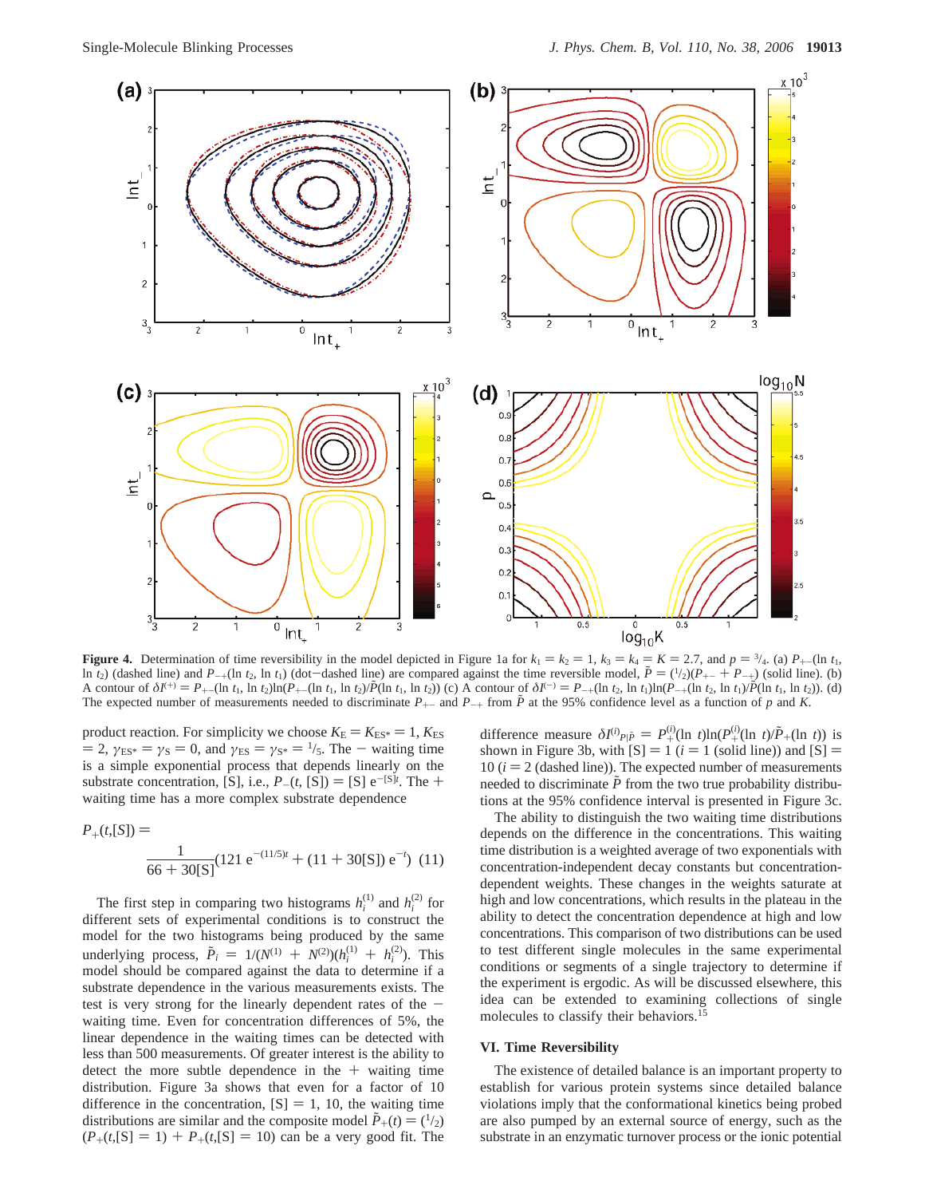**Figure 4.** Determination of time reversibility in the model depicted in Figure 1a for $k_1 = k_2 = 1$, $k_3 = k_4 = K = 2.7$, and $p = {}^3/_4$. (a) $P_{+-}(\ln t_1, \ln t_2)$ (dashed line) and $P_{-+}(\ln t_2, \ln t_1)$ (dot−dashed line) are compared against the time reversible model, $\tilde{P} = ({}^1/_2)(P_{+-} + P_{-+})$ (solid line). (b) A contour of $\delta I^{(+)} = P_{+-}(\ln t_1, \ln t_2)\ln(P_{+-}(\ln t_1, \ln t_2)/\tilde{P}(\ln t_1, \ln t_2))$ (c) A contour of $\delta I^{(-)} = P_{-+}(\ln t_2, \ln t_1)\ln(P_{-+}(\ln t_2, \ln t_1)/\tilde{P}(\ln t_1, \ln t_2))$. (d) The expected number of measurements needed to discriminate $P_{+-}$ and $P_{-+}$ from $\tilde{P}$ at the 95% confidence level as a function of $p$ and $K$.

product reaction. For simplicity we choose $K_E = K_{ES^*} = 1$, $K_{ES} = 2$, $\gamma_{ES^*} = \gamma_S = 0$, and $\gamma_{ES} = \gamma_{S^*} = {}^1/_5$. The − waiting time is a simple exponential process that depends linearly on the substrate concentration, [S], i.e., $P_-(t, [S]) = [S]\, e^{-[S]t}$. The + waiting time has a more complex substrate dependence

$$P_+(t,[S]) = \frac{1}{66 + 30[S]}(121\, e^{-(11/5)t} + (11 + 30[S])\, e^{-t}) \quad (11)$$

The first step in comparing two histograms $h_i^{(1)}$ and $h_i^{(2)}$ for different sets of experimental conditions is to construct the model for the two histograms being produced by the same underlying process, $\tilde{P}_i = 1/(N^{(1)} + N^{(2)})(h_i^{(1)} + h_i^{(2)})$. This model should be compared against the data to determine if a substrate dependence in the various measurements exists. The test is very strong for the linearly dependent rates of the − waiting time. Even for concentration differences of 5%, the linear dependence in the waiting times can be detected with less than 500 measurements. Of greater interest is the ability to detect the more subtle dependence in the + waiting time distribution. Figure 3a shows that even for a factor of 10 difference in the concentration, [S] = 1, 10, the waiting time distributions are similar and the composite model $\tilde{P}_+(t) = ({}^1/_2)(P_+(t,[S] = 1) + P_+(t,[S] = 10))$ can be a very good fit. The difference measure $\delta I^{(i)}_{P|\tilde{P}} = P_+^{(i)}(\ln t)\ln(P_+^{(i)}(\ln t)/\tilde{P}_+(\ln t))$ is shown in Figure 3b, with [S] = 1 ($i = 1$ (solid line)) and [S] = 10 ($i = 2$ (dashed line)). The expected number of measurements needed to discriminate $\tilde{P}$ from the two true probability distributions at the 95% confidence interval is presented in Figure 3c.

The ability to distinguish the two waiting time distributions depends on the difference in the concentrations. This waiting time distribution is a weighted average of two exponentials with concentration-independent decay constants but concentration-dependent weights. These changes in the weights saturate at high and low concentrations, which results in the plateau in the ability to detect the concentration dependence at high and low concentrations. This comparison of two distributions can be used to test different single molecules in the same experimental conditions or segments of a single trajectory to determine if the experiment is ergodic. As will be discussed elsewhere, this idea can be extended to examining collections of single molecules to classify their behaviors.[15]

## VI. Time Reversibility

The existence of detailed balance is an important property to establish for various protein systems since detailed balance violations imply that the conformational kinetics being probed are also pumped by an external source of energy, such as the substrate in an enzymatic turnover process or the ionic potential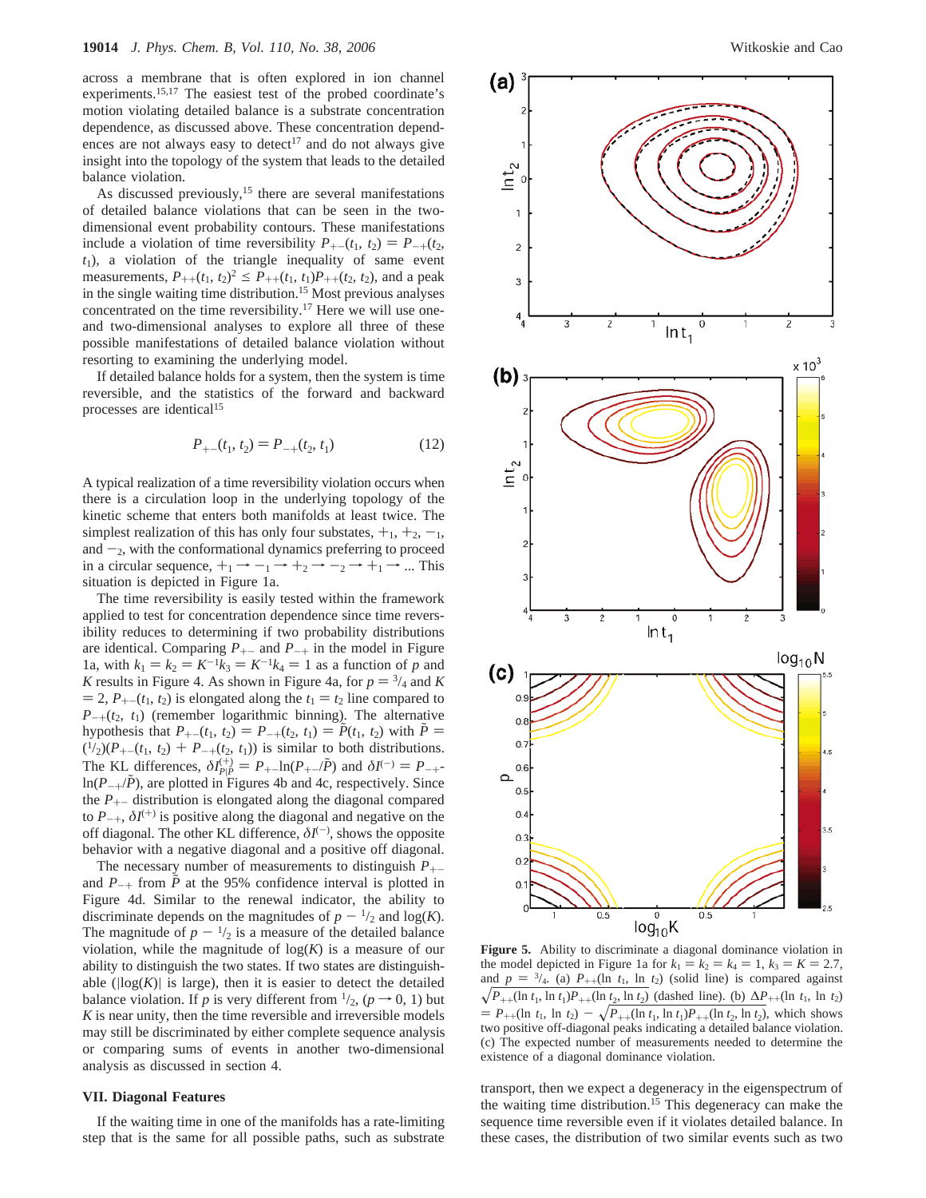across a membrane that is often explored in ion channel experiments.[15,17] The easiest test of the probed coordinate's motion violating detailed balance is a substrate concentration dependence, as discussed above. These concentration dependences are not always easy to detect[17] and do not always give insight into the topology of the system that leads to the detailed balance violation.

As discussed previously,[15] there are several manifestations of detailed balance violations that can be seen in the two-dimensional event probability contours. These manifestations include a violation of time reversibility $P_{+-}(t_1, t_2) = P_{-+}(t_2, t_1)$, a violation of the triangle inequality of same event measurements, $P_{++}(t_1, t_2)^2 \leq P_{++}(t_1, t_1)P_{++}(t_2, t_2)$, and a peak in the single waiting time distribution.[15] Most previous analyses concentrated on the time reversibility.[17] Here we will use one- and two-dimensional analyses to explore all three of these possible manifestations of detailed balance violation without resorting to examining the underlying model.

If detailed balance holds for a system, then the system is time reversible, and the statistics of the forward and backward processes are identical[15]

$$P_{+-}(t_1, t_2) = P_{-+}(t_2, t_1) \tag{12}$$

A typical realization of a time reversibility violation occurs when there is a circulation loop in the underlying topology of the kinetic scheme that enters both manifolds at least twice. The simplest realization of this has only four substates, $+_1$, $+_2$, $-_1$, and $-_2$, with the conformational dynamics preferring to proceed in a circular sequence, $+_1 \rightarrow -_1 \rightarrow +_2 \rightarrow -_2 \rightarrow +_1 \rightarrow ...$ This situation is depicted in Figure 1a.

The time reversibility is easily tested within the framework applied to test for concentration dependence since time reversibility reduces to determining if two probability distributions are identical. Comparing $P_{+-}$ and $P_{-+}$ in the model in Figure 1a, with $k_1 = k_2 = K^{-1}k_3 = K^{-1}k_4 = 1$ as a function of $p$ and $K$ results in Figure 4. As shown in Figure 4a, for $p = {}^3/_4$ and $K = 2$, $P_{+-}(t_1, t_2)$ is elongated along the $t_1 = t_2$ line compared to $P_{-+}(t_2, t_1)$ (remember logarithmic binning). The alternative hypothesis that $P_{+-}(t_1, t_2) = P_{-+}(t_2, t_1) = \tilde{P}(t_1, t_2)$ with $\tilde{P} = ({}^1/_2)(P_{+-}(t_1, t_2) + P_{-+}(t_2, t_1))$ is similar to both distributions. The KL differences, $\delta I^{(+)}_{P|\tilde{P}} = P_{+-}\ln(P_{+-}/\tilde{P})$ and $\delta I^{(-)} = P_{-+}\ln(P_{-+}/\tilde{P})$, are plotted in Figures 4b and 4c, respectively. Since the $P_{+-}$ distribution is elongated along the diagonal compared to $P_{-+}$, $\delta I^{(+)}$ is positive along the diagonal and negative on the off diagonal. The other KL difference, $\delta I^{(-)}$, shows the opposite behavior with a negative diagonal and a positive off diagonal.

The necessary number of measurements to distinguish $P_{+-}$ and $P_{-+}$ from $\tilde{P}$ at the 95% confidence interval is plotted in Figure 4d. Similar to the renewal indicator, the ability to discriminate depends on the magnitudes of $p - {}^1/_2$ and $\log(K)$. The magnitude of $p - {}^1/_2$ is a measure of the detailed balance violation, while the magnitude of $\log(K)$ is a measure of our ability to distinguish the two states. If two states are distinguishable ($|\log(K)|$ is large), then it is easier to detect the detailed balance violation. If $p$ is very different from ${}^1/_2$, ($p \rightarrow 0$, 1) but $K$ is near unity, then the time reversible and irreversible models may still be discriminated by either complete sequence analysis or comparing sums of events in another two-dimensional analysis as discussed in section 4.

## VII. Diagonal Features

If the waiting time in one of the manifolds has a rate-limiting step that is the same for all possible paths, such as substrate transport, then we expect a degeneracy in the eigenspectrum of the waiting time distribution.[15] This degeneracy can make the sequence time reversible even if it violates detailed balance. In these cases, the distribution of two similar events such as two

**Figure 5.** Ability to discriminate a diagonal dominance violation in the model depicted in Figure 1a for $k_1 = k_2 = k_4 = 1$, $k_3 = K = 2.7$, and $p = {}^3/_4$. (a) $P_{++}(\ln t_1, \ln t_2)$ (solid line) is compared against $\sqrt{P_{++}(\ln t_1, \ln t_1)P_{++}(\ln t_2, \ln t_2)}$ (dashed line). (b) $\Delta P_{++}(\ln t_1, \ln t_2) = P_{++}(\ln t_1, \ln t_2) - \sqrt{P_{++}(\ln t_1, \ln t_1)P_{++}(\ln t_2, \ln t_2)}$, which shows two positive off-diagonal peaks indicating a detailed balance violation. (c) The expected number of measurements needed to determine the existence of a diagonal dominance violation.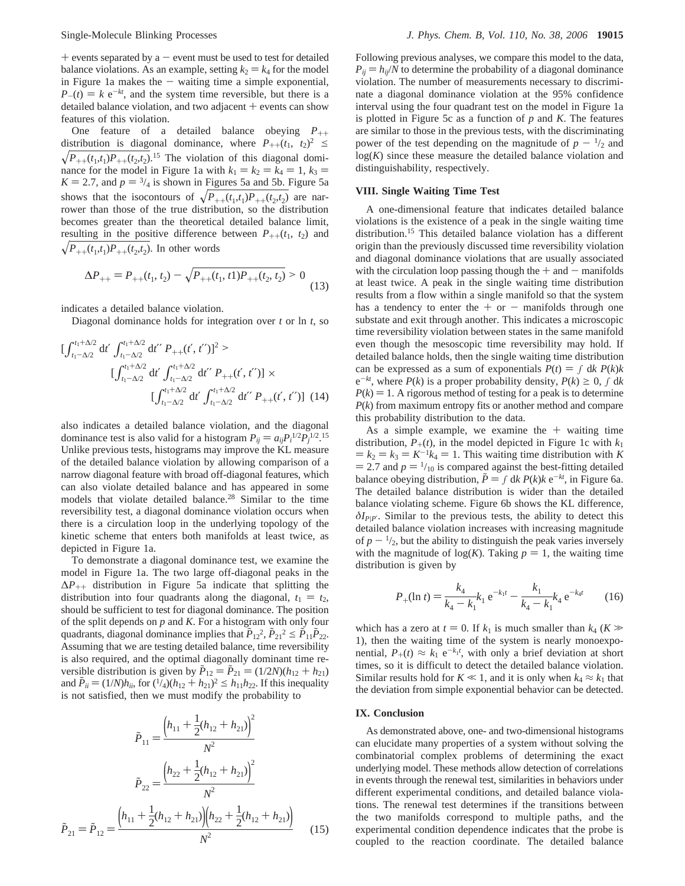+ events separated by a − event must be used to test for detailed balance violations. As an example, setting $k_2 = k_4$ for the model in Figure 1a makes the − waiting time a simple exponential, $P_-(t) = k\, e^{-kt}$, and the system time reversible, but there is a detailed balance violation, and two adjacent + events can show features of this violation.

One feature of a detailed balance obeying $P_{++}$ distribution is diagonal dominance, where $P_{++}(t_1, t_2)^2 \leq \sqrt{P_{++}(t_1,t_1)P_{++}(t_2,t_2)}$.[15] The violation of this diagonal dominance for the model in Figure 1a with $k_1 = k_2 = k_4 = 1$, $k_3 = K = 2.7$, and $p = {}^3/_4$ is shown in Figures 5a and 5b. Figure 5a shows that the isocontours of $\sqrt{P_{++}(t_1,t_1)P_{++}(t_2,t_2)}$ are narrower than those of the true distribution, so the distribution becomes greater than the theoretical detailed balance limit, resulting in the positive difference between $P_{++}(t_1, t_2)$ and $\sqrt{P_{++}(t_1,t_1)P_{++}(t_2,t_2)}$. In other words

$$\Delta P_{++} = P_{++}(t_1, t_2) - \sqrt{P_{++}(t_1, t1)P_{++}(t_2, t_2)} > 0 \tag{13}$$

indicates a detailed balance violation.

Diagonal dominance holds for integration over $t$ or $\ln t$, so

$$[\int_{t_1-\Delta/2}^{t_1+\Delta/2} dt' \int_{t_1-\Delta/2}^{t_1+\Delta/2} dt''\, P_{++}(t', t'')]^2 > [\int_{t_1-\Delta/2}^{t_1+\Delta/2} dt' \int_{t_1-\Delta/2}^{t_1+\Delta/2} dt''\, P_{++}(t', t'')] \times [\int_{t_1-\Delta/2}^{t_1+\Delta/2} dt' \int_{t_1-\Delta/2}^{t_1+\Delta/2} dt''\, P_{++}(t', t'')] \tag{14}$$

also indicates a detailed balance violation, and the diagonal dominance test is also valid for a histogram $P_{ij} = a_{ij}P_i^{1/2}P_j^{1/2}$.[15] Unlike previous tests, histograms may improve the KL measure of the detailed balance violation by allowing comparison of a narrow diagonal feature with broad off-diagonal features, which can also violate detailed balance and has appeared in some models that violate detailed balance.[28] Similar to the time reversibility test, a diagonal dominance violation occurs when there is a circulation loop in the underlying topology of the kinetic scheme that enters both manifolds at least twice, as depicted in Figure 1a.

To demonstrate a diagonal dominance test, we examine the model in Figure 1a. The two large off-diagonal peaks in the $\Delta P_{++}$ distribution in Figure 5a indicate that splitting the distribution into four quadrants along the diagonal, $t_1 = t_2$, should be sufficient to test for diagonal dominance. The position of the split depends on $p$ and $K$. For a histogram with only four quadrants, diagonal dominance implies that $\tilde{P}_{12}^2, \tilde{P}_{21}^2 \leq \tilde{P}_{11}\tilde{P}_{22}$. Assuming that we are testing detailed balance, time reversibility is also required, and the optimal diagonally dominant time reversible distribution is given by $\tilde{P}_{12} = \tilde{P}_{21} = (1/2N)(h_{12} + h_{21})$ and $\tilde{P}_{ii} = (1/N)h_{ii}$, for $({}^1/_4)(h_{12} + h_{21})^2 \leq h_{11}h_{22}$. If this inequality is not satisfied, then we must modify the probability to

$$\tilde{P}_{11} = \frac{\left(h_{11} + \frac{1}{2}(h_{12} + h_{21})\right)^2}{N^2}$$
$$\tilde{P}_{22} = \frac{\left(h_{22} + \frac{1}{2}(h_{12} + h_{21})\right)^2}{N^2}$$
$$\tilde{P}_{21} = \tilde{P}_{12} = \frac{\left(h_{11} + \frac{1}{2}(h_{12} + h_{21})\right)\left(h_{22} + \frac{1}{2}(h_{12} + h_{21})\right)}{N^2} \tag{15}$$

Following previous analyses, we compare this model to the data, $P_{ij} = h_{ij}/N$ to determine the probability of a diagonal dominance violation. The number of measurements necessary to discriminate a diagonal dominance violation at the 95% confidence interval using the four quadrant test on the model in Figure 1a is plotted in Figure 5c as a function of $p$ and $K$. The features are similar to those in the previous tests, with the discriminating power of the test depending on the magnitude of $p - {}^1/_2$ and $\log(K)$ since these measure the detailed balance violation and distinguishability, respectively.

## VIII. Single Waiting Time Test

A one-dimensional feature that indicates detailed balance violations is the existence of a peak in the single waiting time distribution.[15] This detailed balance violation has a different origin than the previously discussed time reversibility violation and diagonal dominance violations that are usually associated with the circulation loop passing though the + and − manifolds at least twice. A peak in the single waiting time distribution results from a flow within a single manifold so that the system has a tendency to enter the + or − manifolds through one substate and exit through another. This indicates a microscopic time reversibility violation between states in the same manifold even though the mesoscopic time reversibility may hold. If detailed balance holds, then the single waiting time distribution can be expressed as a sum of exponentials $P(t) = \int dk\, P(k)k\, e^{-kt}$, where $P(k)$ is a proper probability density, $P(k) \geq 0$, $\int dk\, P(k) = 1$. A rigorous method of testing for a peak is to determine $P(k)$ from maximum entropy fits or another method and compare this probability distribution to the data.

As a simple example, we examine the + waiting time distribution, $P_+(t)$, in the model depicted in Figure 1c with $k_1 = k_2 = k_3 = K^{-1}k_4 = 1$. This waiting time distribution with $K = 2.7$ and $p = {}^1/_{10}$ is compared against the best-fitting detailed balance obeying distribution, $\tilde{P} = \int dk\, P(k)k\, e^{-kt}$, in Figure 6a. The detailed balance distribution is wider than the detailed balance violating scheme. Figure 6b shows the KL difference, $\delta I_{P|P'}$. Similar to the previous tests, the ability to detect this detailed balance violation increases with increasing magnitude of $p - {}^1/_2$, but the ability to distinguish the peak varies inversely with the magnitude of $\log(K)$. Taking $p = 1$, the waiting time distribution is given by

$$P_+(\ln t) = \frac{k_4}{k_4 - k_1}k_1\, e^{-k_1 t} - \frac{k_1}{k_4 - k_1}k_4\, e^{-k_4 t} \tag{16}$$

which has a zero at $t = 0$. If $k_1$ is much smaller than $k_4$ ($K \gg 1$), then the waiting time of the system is nearly monoexponential, $P_+(t) \approx k_1\, e^{-k_1 t}$, with only a brief deviation at short times, so it is difficult to detect the detailed balance violation. Similar results hold for $K \ll 1$, and it is only when $k_4 \approx k_1$ that the deviation from simple exponential behavior can be detected.

## IX. Conclusion

As demonstrated above, one- and two-dimensional histograms can elucidate many properties of a system without solving the combinatorial complex problems of determining the exact underlying model. These methods allow detection of correlations in events through the renewal test, similarities in behaviors under different experimental conditions, and detailed balance violations. The renewal test determines if the transitions between the two manifolds correspond to multiple paths, and the experimental condition dependence indicates that the probe is coupled to the reaction coordinate. The detailed balance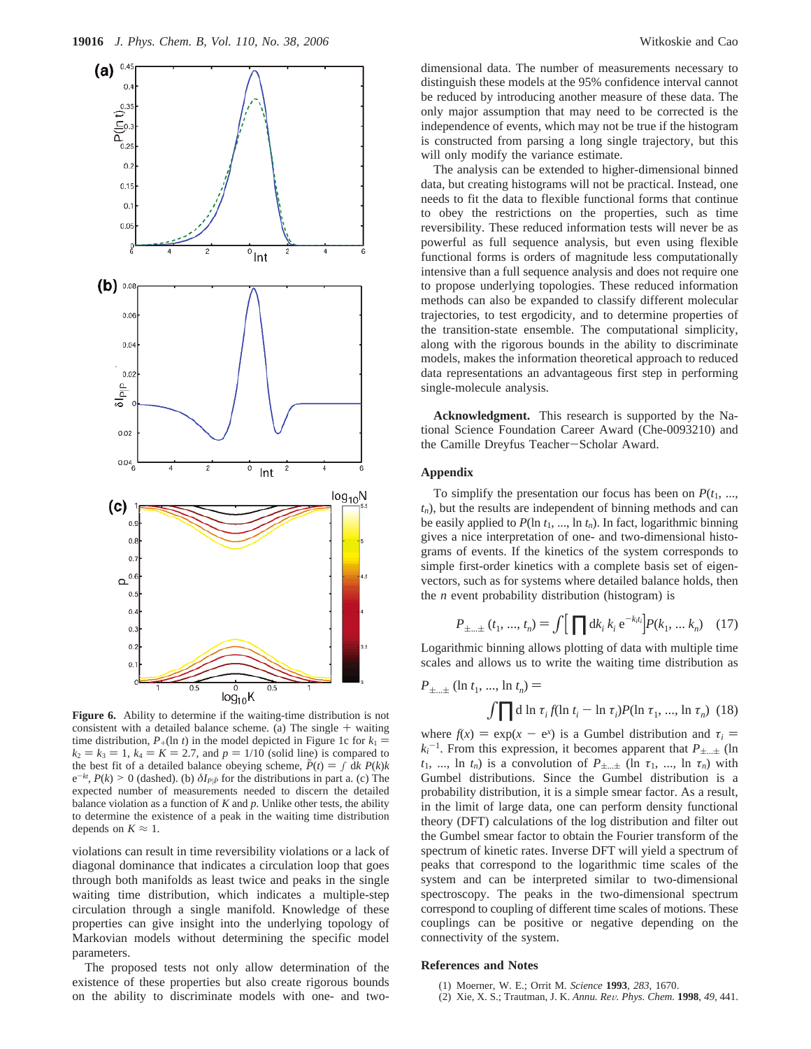**Figure 6.** Ability to determine if the waiting-time distribution is not consistent with a detailed balance scheme. (a) The single + waiting time distribution, $P_+(\ln t)$ in the model depicted in Figure 1c for $k_1 = k_2 = k_3 = 1$, $k_4 = K = 2.7$, and $p = 1/10$ (solid line) is compared to the best fit of a detailed balance obeying scheme, $\tilde{P}(t) = \int dk\, P(k)k\, e^{-kt}$, $P(k) > 0$ (dashed). (b) $\delta I_{P|\tilde{P}}$ for the distributions in part a. (c) The expected number of measurements needed to discern the detailed balance violation as a function of $K$ and $p$. Unlike other tests, the ability to determine the existence of a peak in the waiting time distribution depends on $K \approx 1$.

violations can result in time reversibility violations or a lack of diagonal dominance that indicates a circulation loop that goes through both manifolds as least twice and peaks in the single waiting time distribution, which indicates a multiple-step circulation through a single manifold. Knowledge of these properties can give insight into the underlying topology of Markovian models without determining the specific model parameters.

The proposed tests not only allow determination of the existence of these properties but also create rigorous bounds on the ability to discriminate models with one- and two-dimensional data. The number of measurements necessary to distinguish these models at the 95% confidence interval cannot be reduced by introducing another measure of these data. The only major assumption that may need to be corrected is the independence of events, which may not be true if the histogram is constructed from parsing a long single trajectory, but this will only modify the variance estimate.

The analysis can be extended to higher-dimensional binned data, but creating histograms will not be practical. Instead, one needs to fit the data to flexible functional forms that continue to obey the restrictions on the properties, such as time reversibility. These reduced information tests will never be as powerful as full sequence analysis, but even using flexible functional forms is orders of magnitude less computationally intensive than a full sequence analysis and does not require one to propose underlying topologies. These reduced information methods can also be expanded to classify different molecular trajectories, to test ergodicity, and to determine properties of the transition-state ensemble. The computational simplicity, along with the rigorous bounds in the ability to discriminate models, makes the information theoretical approach to reduced data representations an advantageous first step in performing single-molecule analysis.

**Acknowledgment.** This research is supported by the National Science Foundation Career Award (Che-0093210) and the Camille Dreyfus Teacher−Scholar Award.

## Appendix

To simplify the presentation our focus has been on $P(t_1, ..., t_n)$, but the results are independent of binning methods and can be easily applied to $P(\ln t_1, ..., \ln t_n)$. In fact, logarithmic binning gives a nice interpretation of one- and two-dimensional histograms of events. If the kinetics of the system corresponds to simple first-order kinetics with a complete basis set of eigenvectors, such as for systems where detailed balance holds, then the $n$ event probability distribution (histogram) is

$$P_{\pm...\pm}(t_1, ..., t_n) = \int \left[\prod dk_i\, k_i\, e^{-k_i t_i}\right] P(k_1, ... k_n) \quad (17)$$

Logarithmic binning allows plotting of data with multiple time scales and allows us to write the waiting time distribution as

$$P_{\pm...\pm}(\ln t_1, ..., \ln t_n) = \int \prod d \ln \tau_i\, f(\ln t_i - \ln \tau_i) P(\ln \tau_1, ..., \ln \tau_n) \quad (18)$$

where $f(x) = \exp(x - e^x)$ is a Gumbel distribution and $\tau_i = k_i^{-1}$. From this expression, it becomes apparent that $P_{\pm...\pm}(\ln t_1, ..., \ln t_n)$ is a convolution of $P_{\pm...\pm}(\ln \tau_1, ..., \ln \tau_n)$ with Gumbel distributions. Since the Gumbel distribution is a probability distribution, it is a simple smear factor. As a result, in the limit of large data, one can perform density functional theory (DFT) calculations of the log distribution and filter out the Gumbel smear factor to obtain the Fourier transform of the spectrum of kinetic rates. Inverse DFT will yield a spectrum of peaks that correspond to the logarithmic time scales of the system and can be interpreted similar to two-dimensional spectroscopy. The peaks in the two-dimensional spectrum correspond to coupling of different time scales of motions. These couplings can be positive or negative depending on the connectivity of the system.

## References and Notes

(1) Moerner, W. E.; Orrit M. *Science* **1993**, *283*, 1670.
(2) Xie, X. S.; Trautman, J. K. *Annu. Rev. Phys. Chem.* **1998**, *49*, 441.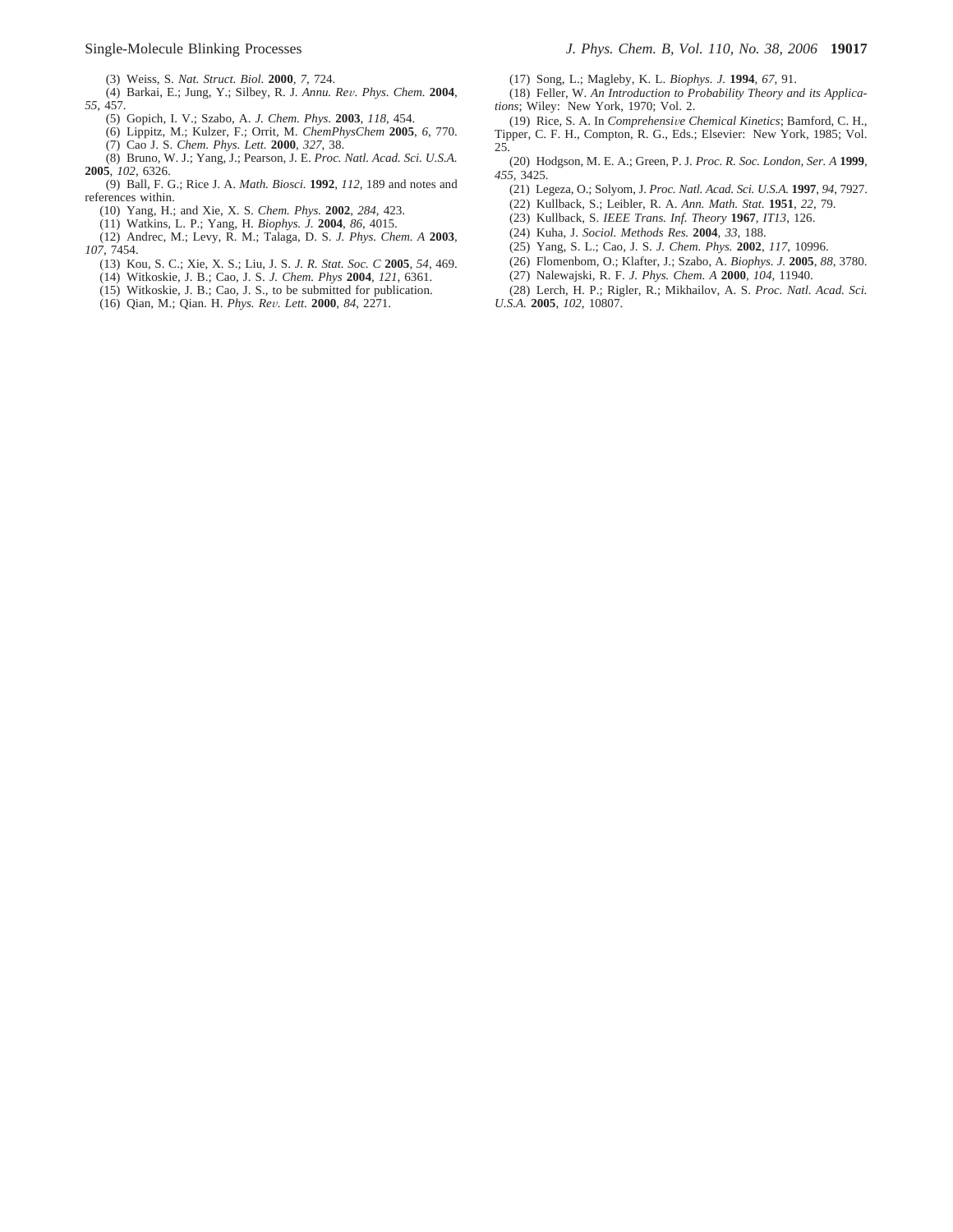(3) Weiss, S. *Nat. Struct. Biol.* **2000**, *7*, 724.

(4) Barkai, E.; Jung, Y.; Silbey, R. J. *Annu. Rev. Phys. Chem.* **2004**, *55*, 457.

(5) Gopich, I. V.; Szabo, A. *J. Chem. Phys.* **2003**, *118*, 454.

(6) Lippitz, M.; Kulzer, F.; Orrit, M. *ChemPhysChem* **2005**, *6*, 770.

(7) Cao J. S. *Chem. Phys. Lett.* **2000**, *327*, 38.

(8) Bruno, W. J.; Yang, J.; Pearson, J. E. *Proc. Natl. Acad. Sci. U.S.A.* **2005**, *102*, 6326.

(9) Ball, F. G.; Rice J. A. *Math. Biosci.* **1992**, *112*, 189 and notes and references within.

(10) Yang, H.; and Xie, X. S. *Chem. Phys.* **2002**, *284*, 423.

(11) Watkins, L. P.; Yang, H. *Biophys. J.* **2004**, *86*, 4015.

(12) Andrec, M.; Levy, R. M.; Talaga, D. S. *J. Phys. Chem. A* **2003**, *107*, 7454.

(13) Kou, S. C.; Xie, X. S.; Liu, J. S. *J. R. Stat. Soc. C* **2005**, *54*, 469.

(14) Witkoskie, J. B.; Cao, J. S. *J. Chem. Phys* **2004**, *121*, 6361.

(15) Witkoskie, J. B.; Cao, J. S., to be submitted for publication.

(16) Qian, M.; Qian. H. *Phys. Rev. Lett.* **2000**, *84*, 2271.

(17) Song, L.; Magleby, K. L. *Biophys. J.* **1994**, *67*, 91.

(18) Feller, W. *An Introduction to Probability Theory and its Applications*; Wiley: New York, 1970; Vol. 2.

(19) Rice, S. A. In *Comprehensive Chemical Kinetics*; Bamford, C. H., Tipper, C. F. H., Compton, R. G., Eds.; Elsevier: New York, 1985; Vol. 25.

(20) Hodgson, M. E. A.; Green, P. J. *Proc. R. Soc. London, Ser. A* **1999**, *455*, 3425.

(21) Legeza, O.; Solyom, J. *Proc. Natl. Acad. Sci. U.S.A.* **1997**, *94*, 7927.

(22) Kullback, S.; Leibler, R. A. *Ann. Math. Stat.* **1951**, *22*, 79.

(23) Kullback, S. *IEEE Trans. Inf. Theory* **1967**, *IT13*, 126.

(24) Kuha, J. *Sociol. Methods Res.* **2004**, *33*, 188.

(25) Yang, S. L.; Cao, J. S. *J. Chem. Phys.* **2002**, *117*, 10996.

(26) Flomenbom, O.; Klafter, J.; Szabo, A. *Biophys. J.* **2005**, *88*, 3780.

(27) Nalewajski, R. F. *J. Phys. Chem. A* **2000**, *104*, 11940.

(28) Lerch, H. P.; Rigler, R.; Mikhailov, A. S. *Proc. Natl. Acad. Sci. U.S.A.* **2005**, *102*, 10807.